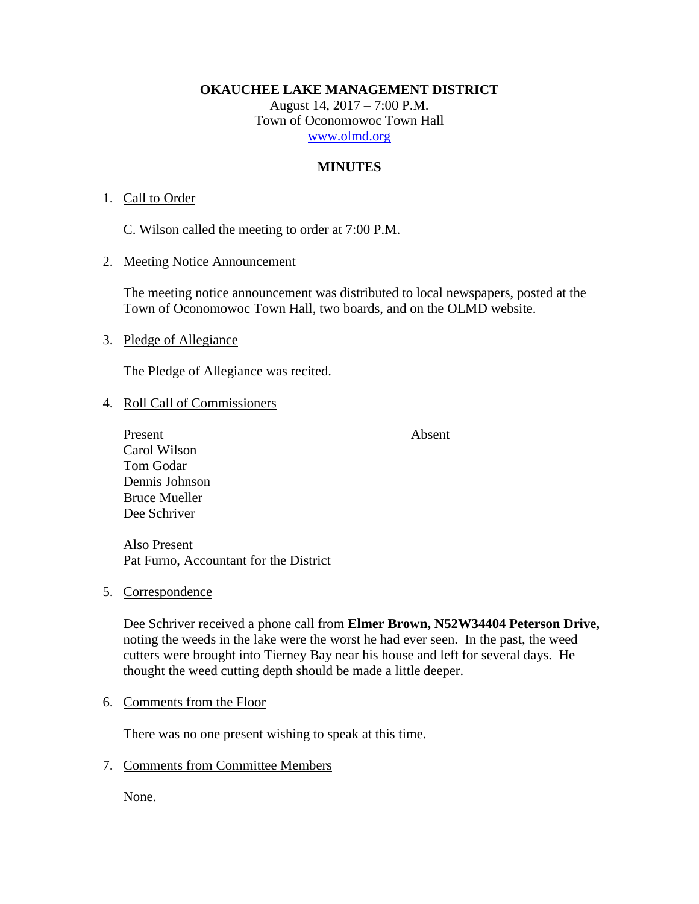**OKAUCHEE LAKE MANAGEMENT DISTRICT**
August 14, 2017 – 7:00 P.M.
Town of Oconomowoc Town Hall
www.olmd.org

**MINUTES**

1. Call to Order

   C. Wilson called the meeting to order at 7:00 P.M.

2. Meeting Notice Announcement

   The meeting notice announcement was distributed to local newspapers, posted at the Town of Oconomowoc Town Hall, two boards, and on the OLMD website.

3. Pledge of Allegiance

   The Pledge of Allegiance was recited.

4. Roll Call of Commissioners

   | Present | Absent |
   | --- | --- |
   | Carol Wilson | |
   | Tom Godar | |
   | Dennis Johnson | |
   | Bruce Mueller | |
   | Dee Schriver | |

   Also Present
   Pat Furno, Accountant for the District

5. Correspondence

   Dee Schriver received a phone call from **Elmer Brown, N52W34404 Peterson Drive,** noting the weeds in the lake were the worst he had ever seen. In the past, the weed cutters were brought into Tierney Bay near his house and left for several days. He thought the weed cutting depth should be made a little deeper.

6. Comments from the Floor

   There was no one present wishing to speak at this time.

7. Comments from Committee Members

   None.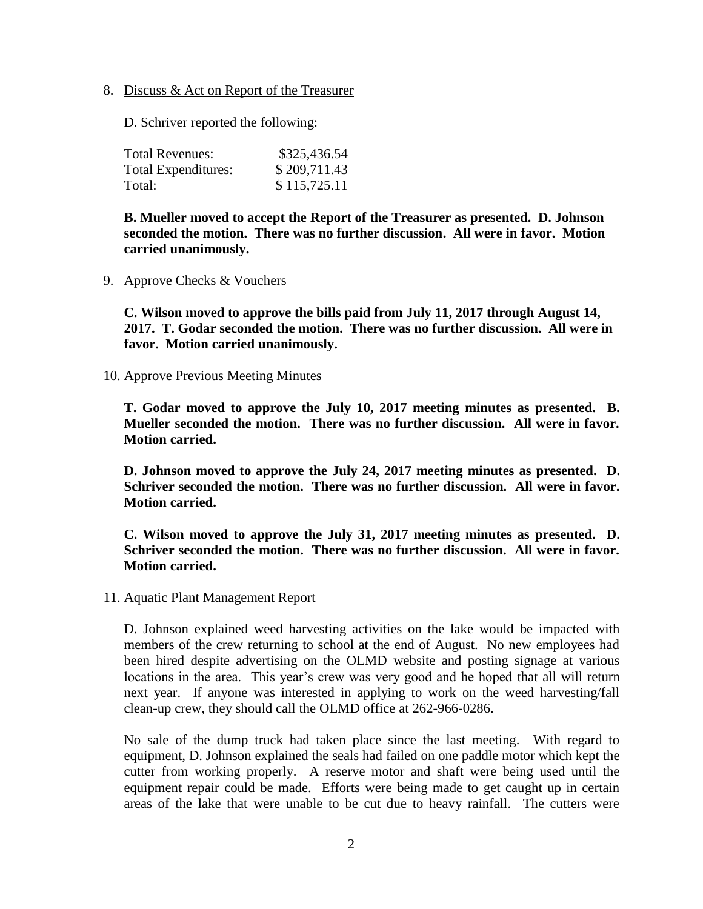8. Discuss & Act on Report of the Treasurer

   D. Schriver reported the following:

| | |
|---|---|
| Total Revenues: | \$325,436.54 |
| Total Expenditures: | \$ 209,711.43 |
| Total: | \$ 115,725.11 |

   **B. Mueller moved to accept the Report of the Treasurer as presented. D. Johnson seconded the motion. There was no further discussion. All were in favor. Motion carried unanimously.**

9. Approve Checks & Vouchers

   **C. Wilson moved to approve the bills paid from July 11, 2017 through August 14, 2017. T. Godar seconded the motion. There was no further discussion. All were in favor. Motion carried unanimously.**

10. Approve Previous Meeting Minutes

    **T. Godar moved to approve the July 10, 2017 meeting minutes as presented. B. Mueller seconded the motion. There was no further discussion. All were in favor. Motion carried.**

    **D. Johnson moved to approve the July 24, 2017 meeting minutes as presented. D. Schriver seconded the motion. There was no further discussion. All were in favor. Motion carried.**

    **C. Wilson moved to approve the July 31, 2017 meeting minutes as presented. D. Schriver seconded the motion. There was no further discussion. All were in favor. Motion carried.**

11. Aquatic Plant Management Report

    D. Johnson explained weed harvesting activities on the lake would be impacted with members of the crew returning to school at the end of August. No new employees had been hired despite advertising on the OLMD website and posting signage at various locations in the area. This year's crew was very good and he hoped that all will return next year. If anyone was interested in applying to work on the weed harvesting/fall clean-up crew, they should call the OLMD office at 262-966-0286.

    No sale of the dump truck had taken place since the last meeting. With regard to equipment, D. Johnson explained the seals had failed on one paddle motor which kept the cutter from working properly. A reserve motor and shaft were being used until the equipment repair could be made. Efforts were being made to get caught up in certain areas of the lake that were unable to be cut due to heavy rainfall. The cutters were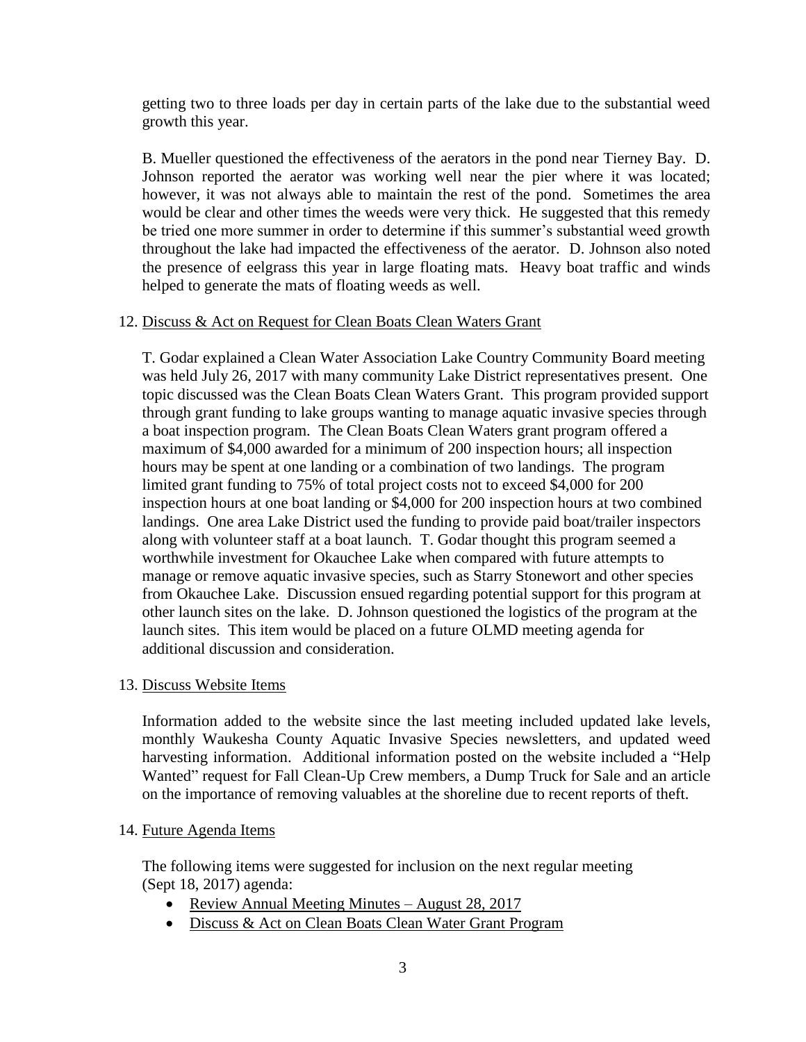getting two to three loads per day in certain parts of the lake due to the substantial weed growth this year.

B. Mueller questioned the effectiveness of the aerators in the pond near Tierney Bay. D. Johnson reported the aerator was working well near the pier where it was located; however, it was not always able to maintain the rest of the pond. Sometimes the area would be clear and other times the weeds were very thick. He suggested that this remedy be tried one more summer in order to determine if this summer's substantial weed growth throughout the lake had impacted the effectiveness of the aerator. D. Johnson also noted the presence of eelgrass this year in large floating mats. Heavy boat traffic and winds helped to generate the mats of floating weeds as well.

12. Discuss & Act on Request for Clean Boats Clean Waters Grant

T. Godar explained a Clean Water Association Lake Country Community Board meeting was held July 26, 2017 with many community Lake District representatives present. One topic discussed was the Clean Boats Clean Waters Grant. This program provided support through grant funding to lake groups wanting to manage aquatic invasive species through a boat inspection program. The Clean Boats Clean Waters grant program offered a maximum of $4,000 awarded for a minimum of 200 inspection hours; all inspection hours may be spent at one landing or a combination of two landings. The program limited grant funding to 75% of total project costs not to exceed $4,000 for 200 inspection hours at one boat landing or $4,000 for 200 inspection hours at two combined landings. One area Lake District used the funding to provide paid boat/trailer inspectors along with volunteer staff at a boat launch. T. Godar thought this program seemed a worthwhile investment for Okauchee Lake when compared with future attempts to manage or remove aquatic invasive species, such as Starry Stonewort and other species from Okauchee Lake. Discussion ensued regarding potential support for this program at other launch sites on the lake. D. Johnson questioned the logistics of the program at the launch sites. This item would be placed on a future OLMD meeting agenda for additional discussion and consideration.

13. Discuss Website Items

Information added to the website since the last meeting included updated lake levels, monthly Waukesha County Aquatic Invasive Species newsletters, and updated weed harvesting information. Additional information posted on the website included a "Help Wanted" request for Fall Clean-Up Crew members, a Dump Truck for Sale and an article on the importance of removing valuables at the shoreline due to recent reports of theft.

14. Future Agenda Items

The following items were suggested for inclusion on the next regular meeting (Sept 18, 2017) agenda:

- Review Annual Meeting Minutes – August 28, 2017
- Discuss & Act on Clean Boats Clean Water Grant Program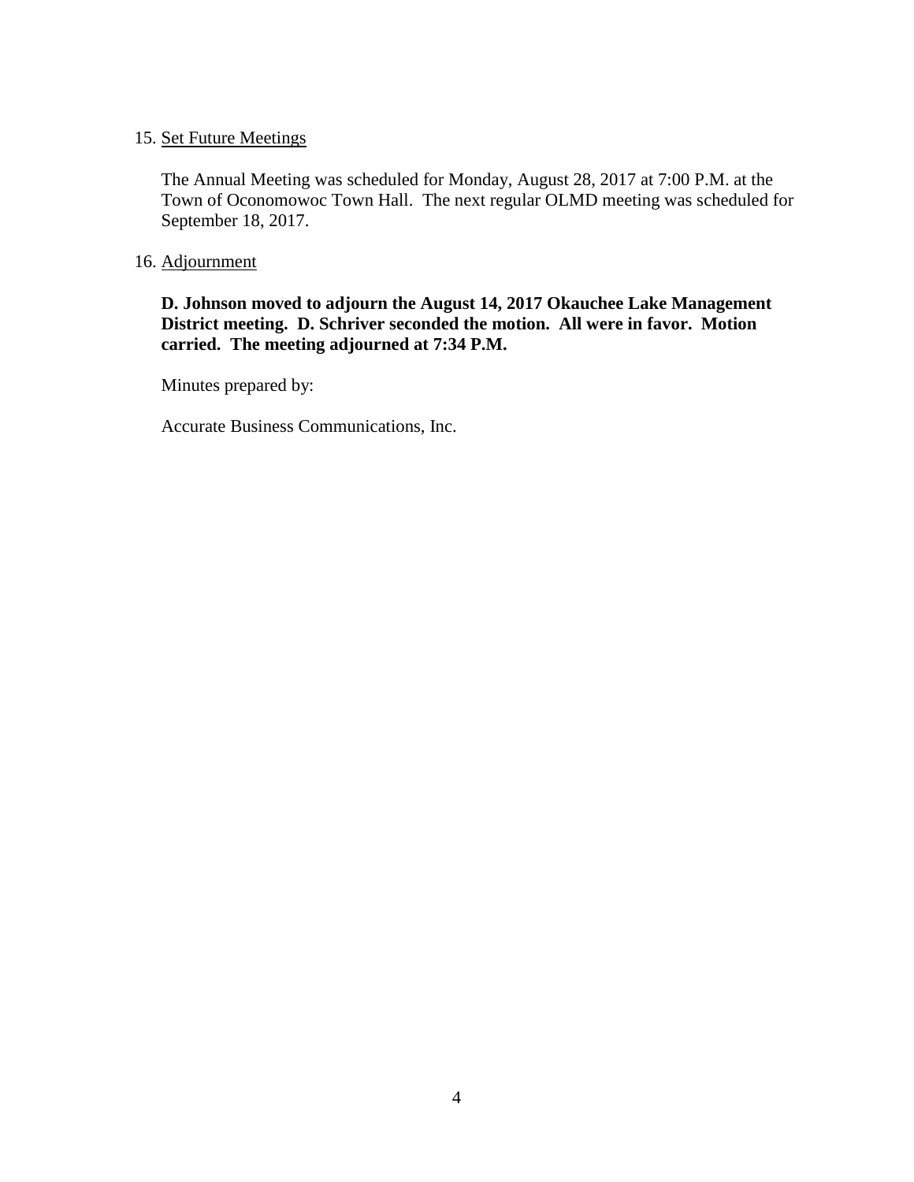15. <u>Set Future Meetings</u>

    The Annual Meeting was scheduled for Monday, August 28, 2017 at 7:00 P.M. at the Town of Oconomowoc Town Hall. The next regular OLMD meeting was scheduled for September 18, 2017.

16. <u>Adjournment</u>

    **D. Johnson moved to adjourn the August 14, 2017 Okauchee Lake Management District meeting. D. Schriver seconded the motion. All were in favor. Motion carried. The meeting adjourned at 7:34 P.M.**

    Minutes prepared by:

    Accurate Business Communications, Inc.